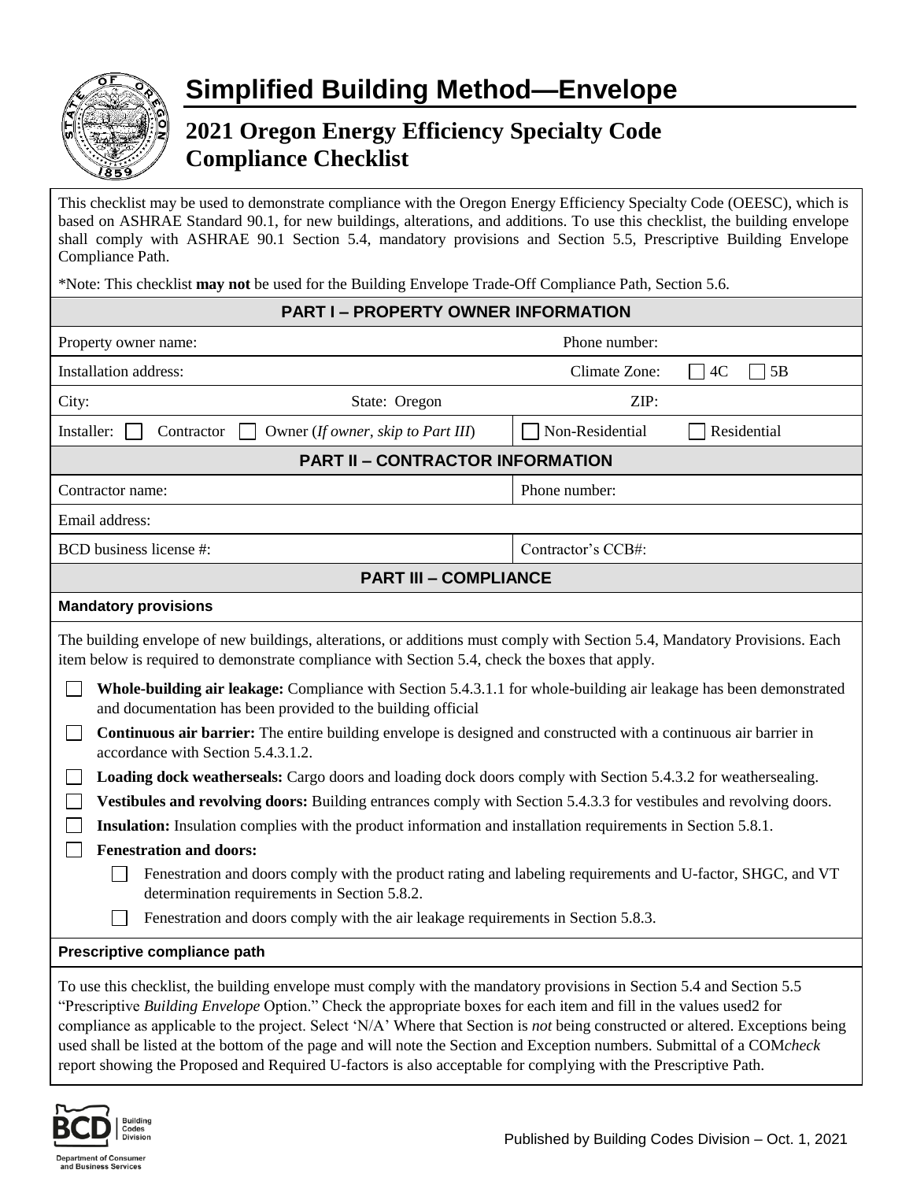# Simplified Building Method—Envelope

## 2021 Oregon Energy Efficiency Specialty Code Compliance Checklist

This checklist may be used to demonstrate compliance with the Oregon Energy Efficiency Specialty Code (OEESC), which is based on ASHRAE Standard 90.1, for new buildings, alterations, and additions. To use this checklist, the building envelope shall comply with ASHRAE 90.1 Section 5.4, mandatory provisions and Section 5.5, Prescriptive Building Envelope Compliance Path.

*Note: This checklist **may not** be used for the Building Envelope Trade-Off Compliance Path, Section 5.6.

### PART I – PROPERTY OWNER INFORMATION

| | |
|---|---|
| Property owner name: | Phone number: |
| Installation address: | Climate Zone: ☐ 4C ☐ 5B |
| City: State: Oregon | ZIP: |
| Installer: ☐ Contractor ☐ Owner (*If owner, skip to Part III*) | ☐ Non-Residential ☐ Residential |

### PART II – CONTRACTOR INFORMATION

| | |
|---|---|
| Contractor name: | Phone number: |
| Email address: | |
| BCD business license #: | Contractor's CCB#: |

### PART III – COMPLIANCE

**Mandatory provisions**

The building envelope of new buildings, alterations, or additions must comply with Section 5.4, Mandatory Provisions. Each item below is required to demonstrate compliance with Section 5.4, check the boxes that apply.

- ☐ **Whole-building air leakage:** Compliance with Section 5.4.3.1.1 for whole-building air leakage has been demonstrated and documentation has been provided to the building official
- ☐ **Continuous air barrier:** The entire building envelope is designed and constructed with a continuous air barrier in accordance with Section 5.4.3.1.2.
- ☐ **Loading dock weatherseals:** Cargo doors and loading dock doors comply with Section 5.4.3.2 for weathersealing.
- ☐ **Vestibules and revolving doors:** Building entrances comply with Section 5.4.3.3 for vestibules and revolving doors.
- ☐ **Insulation:** Insulation complies with the product information and installation requirements in Section 5.8.1.
- ☐ **Fenestration and doors:**
  - ☐ Fenestration and doors comply with the product rating and labeling requirements and U-factor, SHGC, and VT determination requirements in Section 5.8.2.
  - ☐ Fenestration and doors comply with the air leakage requirements in Section 5.8.3.

**Prescriptive compliance path**

To use this checklist, the building envelope must comply with the mandatory provisions in Section 5.4 and Section 5.5 "Prescriptive *Building Envelope* Option." Check the appropriate boxes for each item and fill in the values used2 for compliance as applicable to the project. Select 'N/A' Where that Section is *not* being constructed or altered. Exceptions being used shall be listed at the bottom of the page and will note the Section and Exception numbers. Submittal of a COM*check* report showing the Proposed and Required U-factors is also acceptable for complying with the Prescriptive Path.

Published by Building Codes Division – Oct. 1, 2021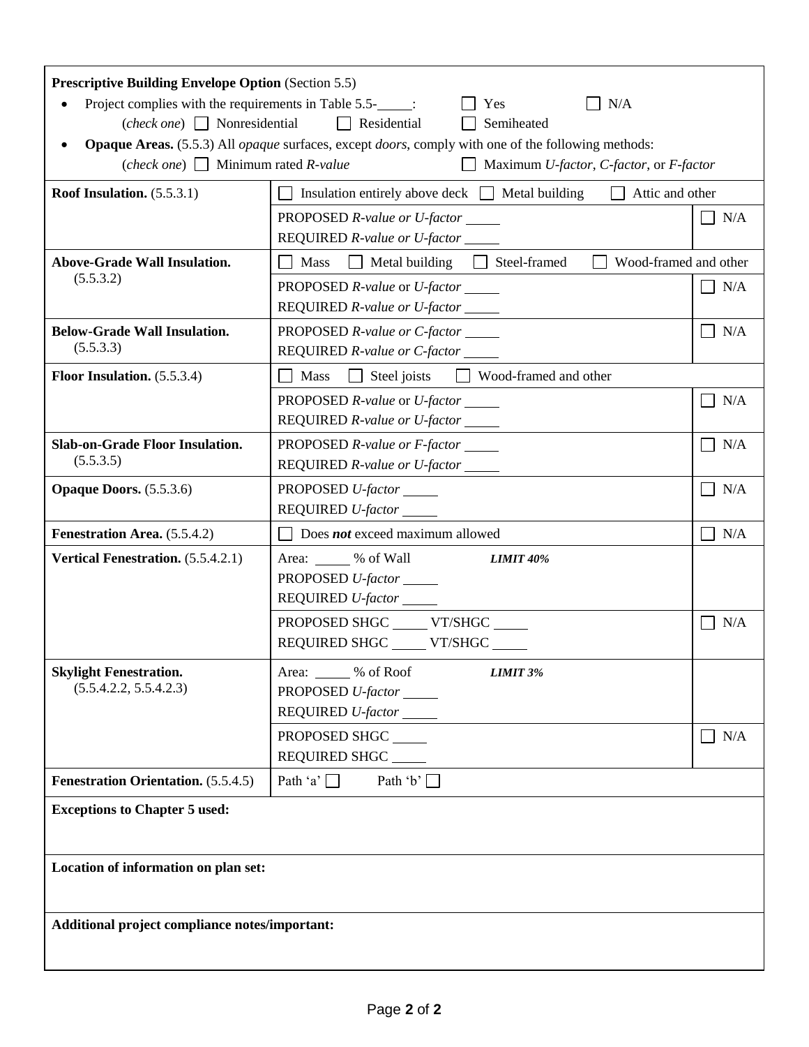**Prescriptive Building Envelope Option** (Section 5.5)

- Project complies with the requirements in Table 5.5-_____: ☐ Yes ☐ N/A
  (*check one*) ☐ Nonresidential ☐ Residential ☐ Semiheated
- **Opaque Areas.** (5.5.3) All *opaque* surfaces, except *doors*, comply with one of the following methods:
  (*check one*) ☐ Minimum rated *R-value* ☐ Maximum *U-factor*, *C-factor*, or *F-factor*

| | | |
|---|---|---|
| **Roof Insulation.** (5.5.3.1) | ☐ Insulation entirely above deck ☐ Metal building ☐ Attic and other | |
| | PROPOSED *R-value or U-factor* _____<br>REQUIRED *R-value or U-factor* _____ | ☐ N/A |
| **Above-Grade Wall Insulation.** (5.5.3.2) | ☐ Mass ☐ Metal building ☐ Steel-framed ☐ Wood-framed and other | |
| | PROPOSED *R-value* or *U-factor* _____<br>REQUIRED *R-value or U-factor* _____ | ☐ N/A |
| **Below-Grade Wall Insulation.** (5.5.3.3) | PROPOSED *R-value or C-factor* _____<br>REQUIRED *R-value or C-factor* _____ | ☐ N/A |
| **Floor Insulation.** (5.5.3.4) | ☐ Mass ☐ Steel joists ☐ Wood-framed and other | |
| | PROPOSED *R-value* or *U-factor* _____<br>REQUIRED *R-value or U-factor* _____ | ☐ N/A |
| **Slab-on-Grade Floor Insulation.** (5.5.3.5) | PROPOSED *R-value or F-factor* _____<br>REQUIRED *R-value or U-factor* _____ | ☐ N/A |
| **Opaque Doors.** (5.5.3.6) | PROPOSED *U-factor* _____<br>REQUIRED *U-factor* _____ | ☐ N/A |
| **Fenestration Area.** (5.5.4.2) | ☐ Does ***not*** exceed maximum allowed | ☐ N/A |
| **Vertical Fenestration.** (5.5.4.2.1) | Area: _____ % of Wall ***LIMIT 40%***<br>PROPOSED *U-factor* _____<br>REQUIRED *U-factor* _____ | |
| | PROPOSED SHGC _____ VT/SHGC _____<br>REQUIRED SHGC _____ VT/SHGC _____ | ☐ N/A |
| **Skylight Fenestration.** (5.5.4.2.2, 5.5.4.2.3) | Area: _____ % of Roof ***LIMIT 3%***<br>PROPOSED *U-factor* _____<br>REQUIRED *U-factor* _____ | |
| | PROPOSED SHGC _____<br>REQUIRED SHGC _____ | ☐ N/A |
| **Fenestration Orientation.** (5.5.4.5) | Path 'a' ☐ Path 'b' ☐ | |

**Exceptions to Chapter 5 used:**

**Location of information on plan set:**

**Additional project compliance notes/important:**